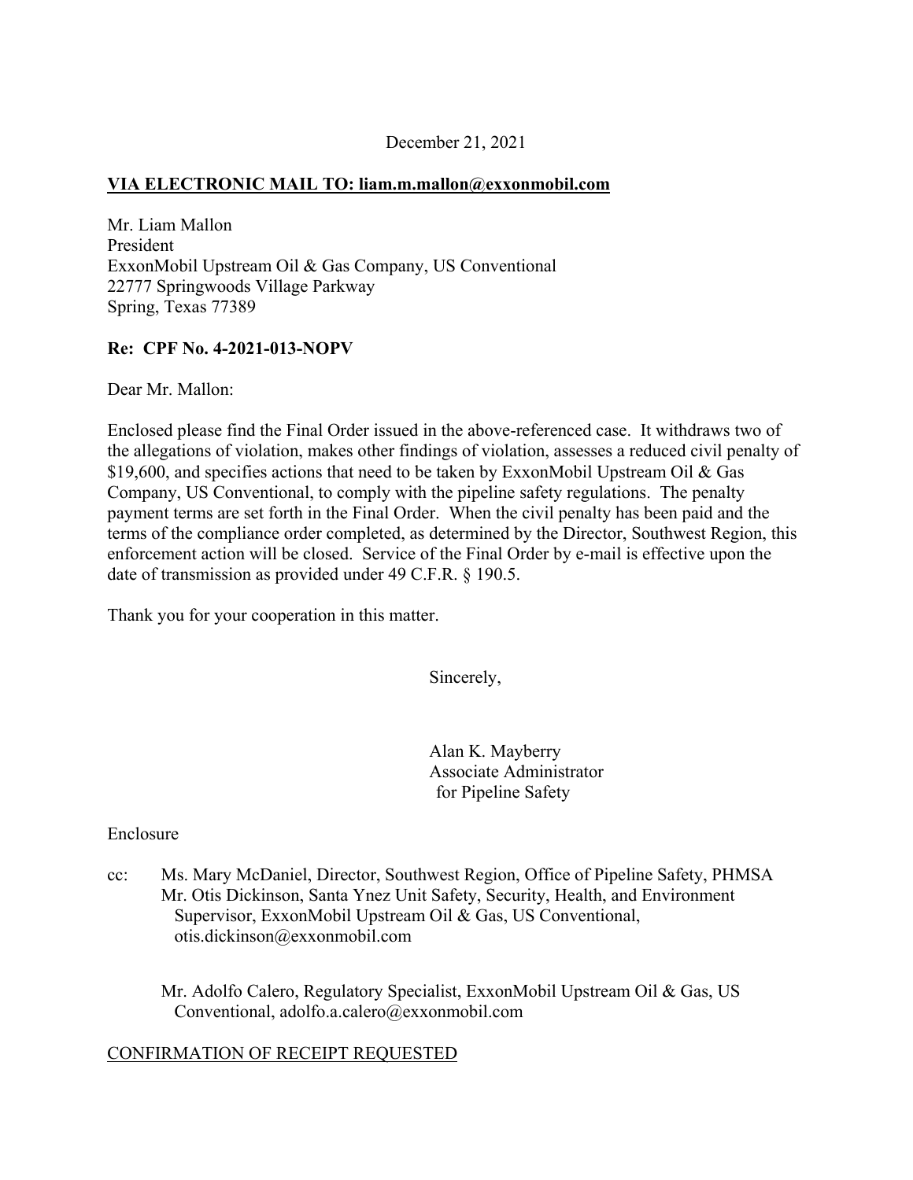December 21, 2021

**VIA ELECTRONIC MAIL TO: liam.m.mallon@exxonmobil.com**

Mr. Liam Mallon
President
ExxonMobil Upstream Oil & Gas Company, US Conventional
22777 Springwoods Village Parkway
Spring, Texas 77389

**Re: CPF No. 4-2021-013-NOPV**

Dear Mr. Mallon:

Enclosed please find the Final Order issued in the above-referenced case. It withdraws two of the allegations of violation, makes other findings of violation, assesses a reduced civil penalty of $19,600, and specifies actions that need to be taken by ExxonMobil Upstream Oil & Gas Company, US Conventional, to comply with the pipeline safety regulations. The penalty payment terms are set forth in the Final Order. When the civil penalty has been paid and the terms of the compliance order completed, as determined by the Director, Southwest Region, this enforcement action will be closed. Service of the Final Order by e-mail is effective upon the date of transmission as provided under 49 C.F.R. § 190.5.

Thank you for your cooperation in this matter.

Sincerely,

Alan K. Mayberry
Associate Administrator
for Pipeline Safety

Enclosure

cc: Ms. Mary McDaniel, Director, Southwest Region, Office of Pipeline Safety, PHMSA
Mr. Otis Dickinson, Santa Ynez Unit Safety, Security, Health, and Environment Supervisor, ExxonMobil Upstream Oil & Gas, US Conventional, otis.dickinson@exxonmobil.com

Mr. Adolfo Calero, Regulatory Specialist, ExxonMobil Upstream Oil & Gas, US Conventional, adolfo.a.calero@exxonmobil.com

CONFIRMATION OF RECEIPT REQUESTED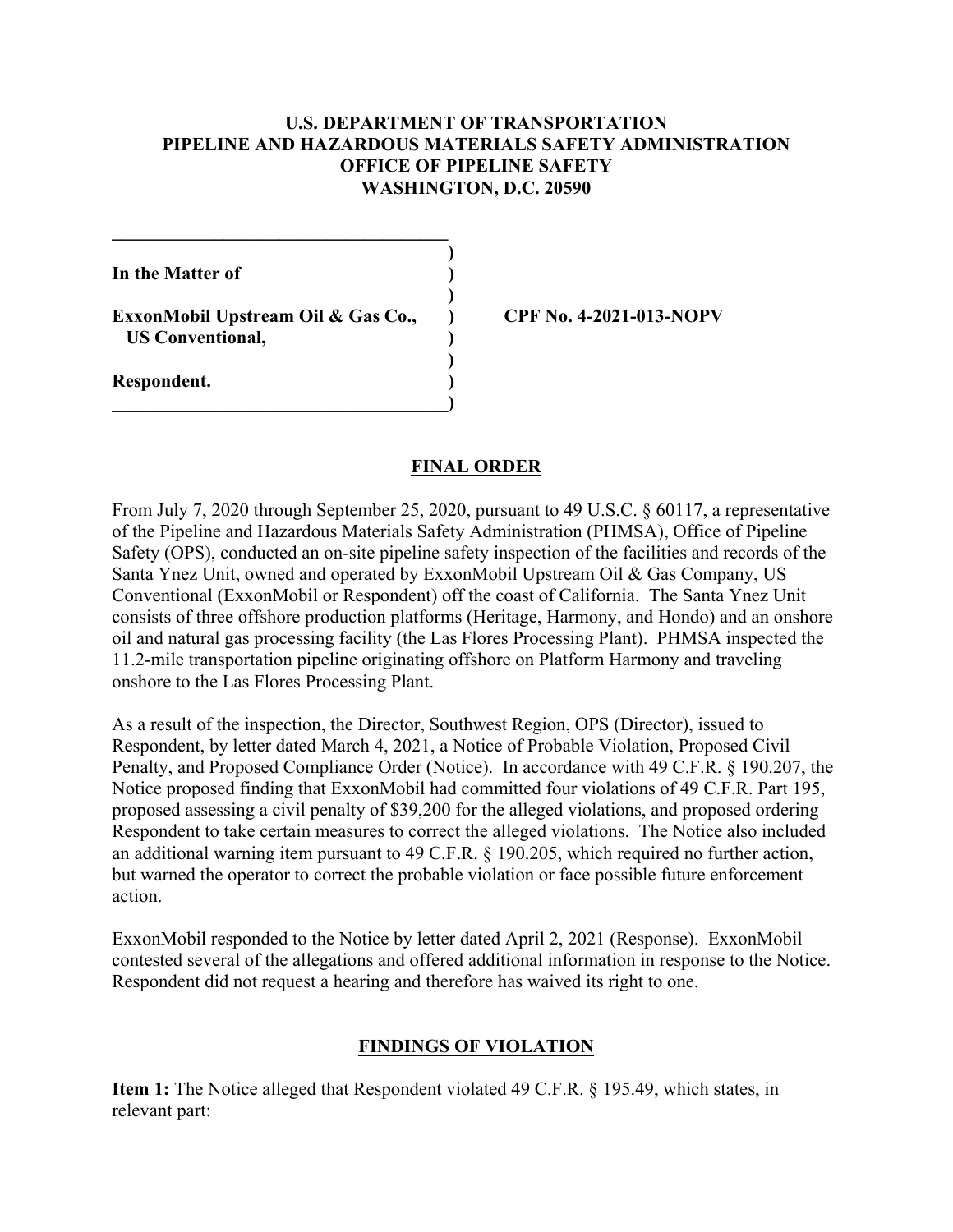**U.S. DEPARTMENT OF TRANSPORTATION**
**PIPELINE AND HAZARDOUS MATERIALS SAFETY ADMINISTRATION**
**OFFICE OF PIPELINE SAFETY**
**WASHINGTON, D.C. 20590**

| | | |
|---|---|---|
| **In the Matter of** | ) | |
| | ) | |
| **ExxonMobil Upstream Oil & Gas Co., US Conventional,** | ) | **CPF No. 4-2021-013-NOPV** |
| | ) | |
| **Respondent.** | ) | |

## FINAL ORDER

From July 7, 2020 through September 25, 2020, pursuant to 49 U.S.C. § 60117, a representative of the Pipeline and Hazardous Materials Safety Administration (PHMSA), Office of Pipeline Safety (OPS), conducted an on-site pipeline safety inspection of the facilities and records of the Santa Ynez Unit, owned and operated by ExxonMobil Upstream Oil & Gas Company, US Conventional (ExxonMobil or Respondent) off the coast of California. The Santa Ynez Unit consists of three offshore production platforms (Heritage, Harmony, and Hondo) and an onshore oil and natural gas processing facility (the Las Flores Processing Plant). PHMSA inspected the 11.2-mile transportation pipeline originating offshore on Platform Harmony and traveling onshore to the Las Flores Processing Plant.

As a result of the inspection, the Director, Southwest Region, OPS (Director), issued to Respondent, by letter dated March 4, 2021, a Notice of Probable Violation, Proposed Civil Penalty, and Proposed Compliance Order (Notice). In accordance with 49 C.F.R. § 190.207, the Notice proposed finding that ExxonMobil had committed four violations of 49 C.F.R. Part 195, proposed assessing a civil penalty of $39,200 for the alleged violations, and proposed ordering Respondent to take certain measures to correct the alleged violations. The Notice also included an additional warning item pursuant to 49 C.F.R. § 190.205, which required no further action, but warned the operator to correct the probable violation or face possible future enforcement action.

ExxonMobil responded to the Notice by letter dated April 2, 2021 (Response). ExxonMobil contested several of the allegations and offered additional information in response to the Notice. Respondent did not request a hearing and therefore has waived its right to one.

## FINDINGS OF VIOLATION

**Item 1:** The Notice alleged that Respondent violated 49 C.F.R. § 195.49, which states, in relevant part: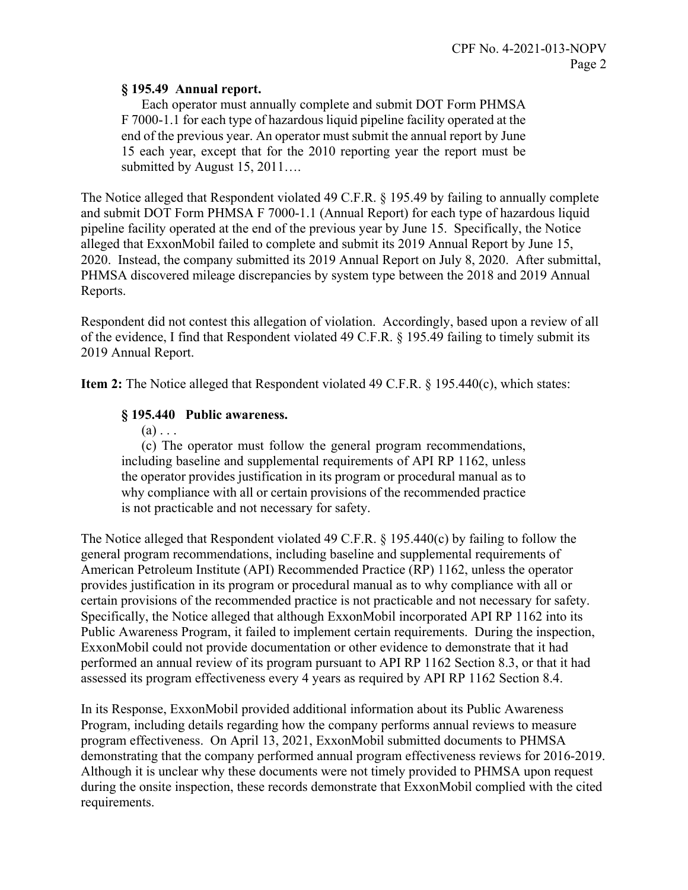**§ 195.49 Annual report.**

Each operator must annually complete and submit DOT Form PHMSA F 7000-1.1 for each type of hazardous liquid pipeline facility operated at the end of the previous year. An operator must submit the annual report by June 15 each year, except that for the 2010 reporting year the report must be submitted by August 15, 2011….

The Notice alleged that Respondent violated 49 C.F.R. § 195.49 by failing to annually complete and submit DOT Form PHMSA F 7000-1.1 (Annual Report) for each type of hazardous liquid pipeline facility operated at the end of the previous year by June 15. Specifically, the Notice alleged that ExxonMobil failed to complete and submit its 2019 Annual Report by June 15, 2020. Instead, the company submitted its 2019 Annual Report on July 8, 2020. After submittal, PHMSA discovered mileage discrepancies by system type between the 2018 and 2019 Annual Reports.

Respondent did not contest this allegation of violation. Accordingly, based upon a review of all of the evidence, I find that Respondent violated 49 C.F.R. § 195.49 failing to timely submit its 2019 Annual Report.

**Item 2:** The Notice alleged that Respondent violated 49 C.F.R. § 195.440(c), which states:

**§ 195.440 Public awareness.**

(a) . . .

(c) The operator must follow the general program recommendations, including baseline and supplemental requirements of API RP 1162, unless the operator provides justification in its program or procedural manual as to why compliance with all or certain provisions of the recommended practice is not practicable and not necessary for safety.

The Notice alleged that Respondent violated 49 C.F.R. § 195.440(c) by failing to follow the general program recommendations, including baseline and supplemental requirements of American Petroleum Institute (API) Recommended Practice (RP) 1162, unless the operator provides justification in its program or procedural manual as to why compliance with all or certain provisions of the recommended practice is not practicable and not necessary for safety. Specifically, the Notice alleged that although ExxonMobil incorporated API RP 1162 into its Public Awareness Program, it failed to implement certain requirements. During the inspection, ExxonMobil could not provide documentation or other evidence to demonstrate that it had performed an annual review of its program pursuant to API RP 1162 Section 8.3, or that it had assessed its program effectiveness every 4 years as required by API RP 1162 Section 8.4.

In its Response, ExxonMobil provided additional information about its Public Awareness Program, including details regarding how the company performs annual reviews to measure program effectiveness. On April 13, 2021, ExxonMobil submitted documents to PHMSA demonstrating that the company performed annual program effectiveness reviews for 2016-2019. Although it is unclear why these documents were not timely provided to PHMSA upon request during the onsite inspection, these records demonstrate that ExxonMobil complied with the cited requirements.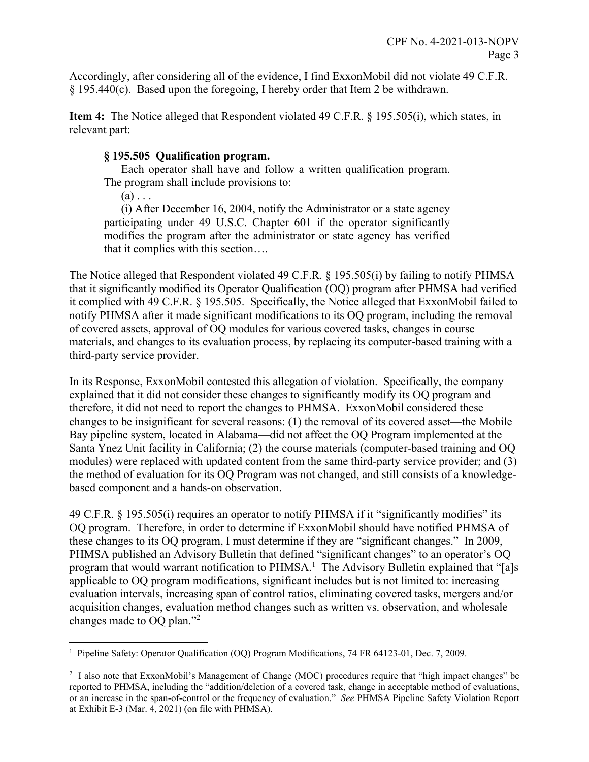Accordingly, after considering all of the evidence, I find ExxonMobil did not violate 49 C.F.R. § 195.440(c). Based upon the foregoing, I hereby order that Item 2 be withdrawn.

**Item 4:** The Notice alleged that Respondent violated 49 C.F.R. § 195.505(i), which states, in relevant part:

> **§ 195.505 Qualification program.**
>
> Each operator shall have and follow a written qualification program. The program shall include provisions to:
>
> (a) . . .
>
> (i) After December 16, 2004, notify the Administrator or a state agency participating under 49 U.S.C. Chapter 601 if the operator significantly modifies the program after the administrator or state agency has verified that it complies with this section….

The Notice alleged that Respondent violated 49 C.F.R. § 195.505(i) by failing to notify PHMSA that it significantly modified its Operator Qualification (OQ) program after PHMSA had verified it complied with 49 C.F.R. § 195.505. Specifically, the Notice alleged that ExxonMobil failed to notify PHMSA after it made significant modifications to its OQ program, including the removal of covered assets, approval of OQ modules for various covered tasks, changes in course materials, and changes to its evaluation process, by replacing its computer-based training with a third-party service provider.

In its Response, ExxonMobil contested this allegation of violation. Specifically, the company explained that it did not consider these changes to significantly modify its OQ program and therefore, it did not need to report the changes to PHMSA. ExxonMobil considered these changes to be insignificant for several reasons: (1) the removal of its covered asset—the Mobile Bay pipeline system, located in Alabama—did not affect the OQ Program implemented at the Santa Ynez Unit facility in California; (2) the course materials (computer-based training and OQ modules) were replaced with updated content from the same third-party service provider; and (3) the method of evaluation for its OQ Program was not changed, and still consists of a knowledge-based component and a hands-on observation.

49 C.F.R. § 195.505(i) requires an operator to notify PHMSA if it "significantly modifies" its OQ program. Therefore, in order to determine if ExxonMobil should have notified PHMSA of these changes to its OQ program, I must determine if they are "significant changes." In 2009, PHMSA published an Advisory Bulletin that defined "significant changes" to an operator's OQ program that would warrant notification to PHMSA.[1] The Advisory Bulletin explained that "[a]s applicable to OQ program modifications, significant includes but is not limited to: increasing evaluation intervals, increasing span of control ratios, eliminating covered tasks, mergers and/or acquisition changes, evaluation method changes such as written vs. observation, and wholesale changes made to OQ plan."[2]

---

[1] Pipeline Safety: Operator Qualification (OQ) Program Modifications, 74 FR 64123-01, Dec. 7, 2009.

[2] I also note that ExxonMobil's Management of Change (MOC) procedures require that "high impact changes" be reported to PHMSA, including the "addition/deletion of a covered task, change in acceptable method of evaluations, or an increase in the span-of-control or the frequency of evaluation." *See* PHMSA Pipeline Safety Violation Report at Exhibit E-3 (Mar. 4, 2021) (on file with PHMSA).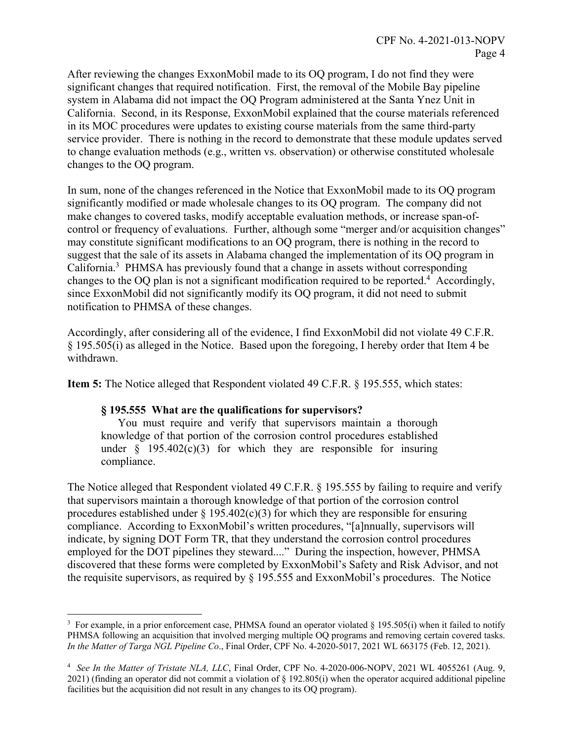After reviewing the changes ExxonMobil made to its OQ program, I do not find they were significant changes that required notification. First, the removal of the Mobile Bay pipeline system in Alabama did not impact the OQ Program administered at the Santa Ynez Unit in California. Second, in its Response, ExxonMobil explained that the course materials referenced in its MOC procedures were updates to existing course materials from the same third-party service provider. There is nothing in the record to demonstrate that these module updates served to change evaluation methods (e.g., written vs. observation) or otherwise constituted wholesale changes to the OQ program.

In sum, none of the changes referenced in the Notice that ExxonMobil made to its OQ program significantly modified or made wholesale changes to its OQ program. The company did not make changes to covered tasks, modify acceptable evaluation methods, or increase span-of-control or frequency of evaluations. Further, although some "merger and/or acquisition changes" may constitute significant modifications to an OQ program, there is nothing in the record to suggest that the sale of its assets in Alabama changed the implementation of its OQ program in California.[3] PHMSA has previously found that a change in assets without corresponding changes to the OQ plan is not a significant modification required to be reported.[4] Accordingly, since ExxonMobil did not significantly modify its OQ program, it did not need to submit notification to PHMSA of these changes.

Accordingly, after considering all of the evidence, I find ExxonMobil did not violate 49 C.F.R. § 195.505(i) as alleged in the Notice. Based upon the foregoing, I hereby order that Item 4 be withdrawn.

**Item 5:** The Notice alleged that Respondent violated 49 C.F.R. § 195.555, which states:

> **§ 195.555 What are the qualifications for supervisors?**
>
> You must require and verify that supervisors maintain a thorough knowledge of that portion of the corrosion control procedures established under § 195.402(c)(3) for which they are responsible for insuring compliance.

The Notice alleged that Respondent violated 49 C.F.R. § 195.555 by failing to require and verify that supervisors maintain a thorough knowledge of that portion of the corrosion control procedures established under § 195.402(c)(3) for which they are responsible for ensuring compliance. According to ExxonMobil's written procedures, "[a]nnually, supervisors will indicate, by signing DOT Form TR, that they understand the corrosion control procedures employed for the DOT pipelines they steward...." During the inspection, however, PHMSA discovered that these forms were completed by ExxonMobil's Safety and Risk Advisor, and not the requisite supervisors, as required by § 195.555 and ExxonMobil's procedures. The Notice

---

[3] For example, in a prior enforcement case, PHMSA found an operator violated § 195.505(i) when it failed to notify PHMSA following an acquisition that involved merging multiple OQ programs and removing certain covered tasks. *In the Matter of Targa NGL Pipeline Co*., Final Order, CPF No. 4-2020-5017, 2021 WL 663175 (Feb. 12, 2021).

[4] *See In the Matter of Tristate NLA, LLC*, Final Order, CPF No. 4-2020-006-NOPV, 2021 WL 4055261 (Aug. 9, 2021) (finding an operator did not commit a violation of § 192.805(i) when the operator acquired additional pipeline facilities but the acquisition did not result in any changes to its OQ program).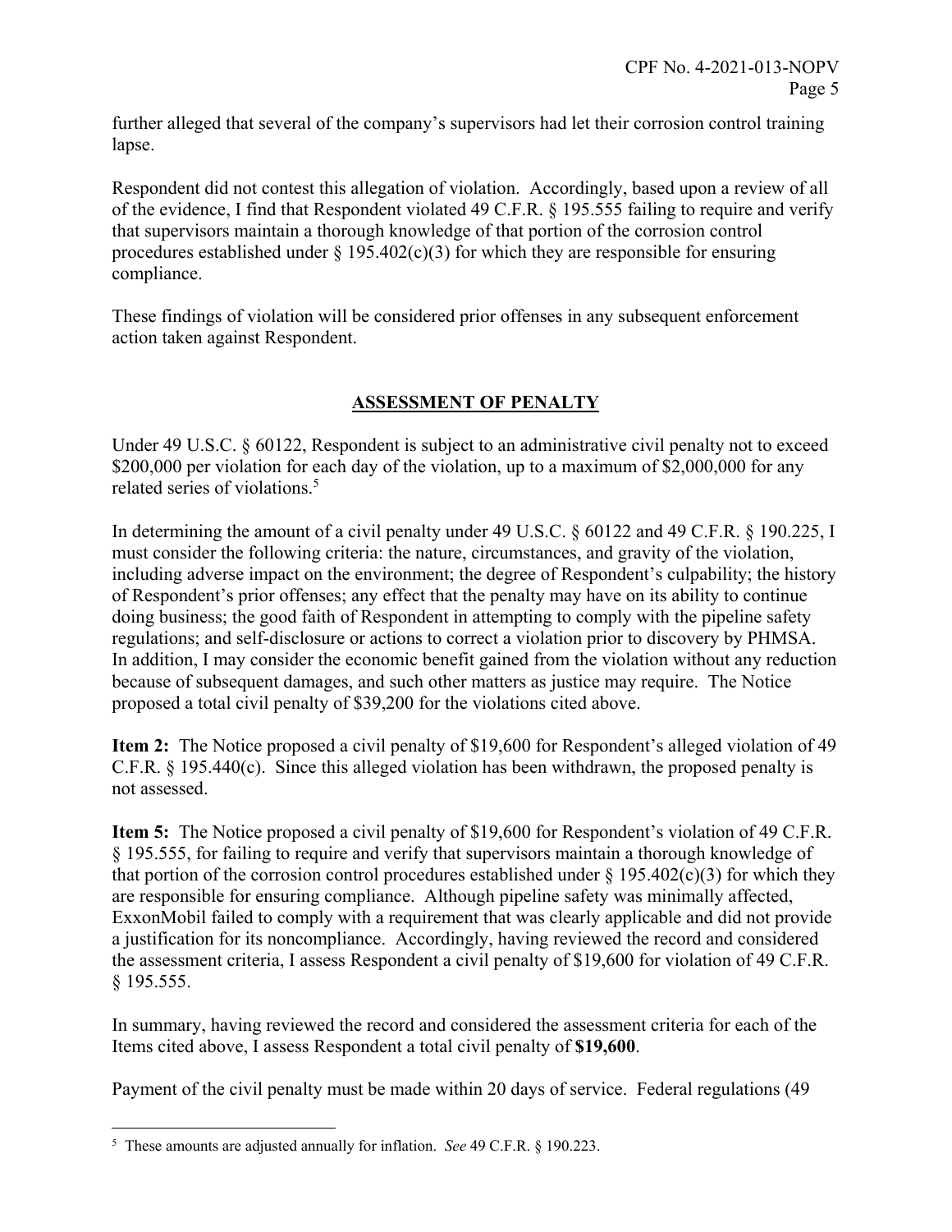further alleged that several of the company's supervisors had let their corrosion control training lapse.

Respondent did not contest this allegation of violation. Accordingly, based upon a review of all of the evidence, I find that Respondent violated 49 C.F.R. § 195.555 failing to require and verify that supervisors maintain a thorough knowledge of that portion of the corrosion control procedures established under § 195.402(c)(3) for which they are responsible for ensuring compliance.

These findings of violation will be considered prior offenses in any subsequent enforcement action taken against Respondent.

## ASSESSMENT OF PENALTY

Under 49 U.S.C. § 60122, Respondent is subject to an administrative civil penalty not to exceed \$200,000 per violation for each day of the violation, up to a maximum of \$2,000,000 for any related series of violations.[5]

In determining the amount of a civil penalty under 49 U.S.C. § 60122 and 49 C.F.R. § 190.225, I must consider the following criteria: the nature, circumstances, and gravity of the violation, including adverse impact on the environment; the degree of Respondent's culpability; the history of Respondent's prior offenses; any effect that the penalty may have on its ability to continue doing business; the good faith of Respondent in attempting to comply with the pipeline safety regulations; and self-disclosure or actions to correct a violation prior to discovery by PHMSA. In addition, I may consider the economic benefit gained from the violation without any reduction because of subsequent damages, and such other matters as justice may require. The Notice proposed a total civil penalty of \$39,200 for the violations cited above.

**Item 2:** The Notice proposed a civil penalty of \$19,600 for Respondent's alleged violation of 49 C.F.R. § 195.440(c). Since this alleged violation has been withdrawn, the proposed penalty is not assessed.

**Item 5:** The Notice proposed a civil penalty of \$19,600 for Respondent's violation of 49 C.F.R. § 195.555, for failing to require and verify that supervisors maintain a thorough knowledge of that portion of the corrosion control procedures established under § 195.402(c)(3) for which they are responsible for ensuring compliance. Although pipeline safety was minimally affected, ExxonMobil failed to comply with a requirement that was clearly applicable and did not provide a justification for its noncompliance. Accordingly, having reviewed the record and considered the assessment criteria, I assess Respondent a civil penalty of \$19,600 for violation of 49 C.F.R. § 195.555.

In summary, having reviewed the record and considered the assessment criteria for each of the Items cited above, I assess Respondent a total civil penalty of **\$19,600**.

Payment of the civil penalty must be made within 20 days of service. Federal regulations (49

[5] These amounts are adjusted annually for inflation. *See* 49 C.F.R. § 190.223.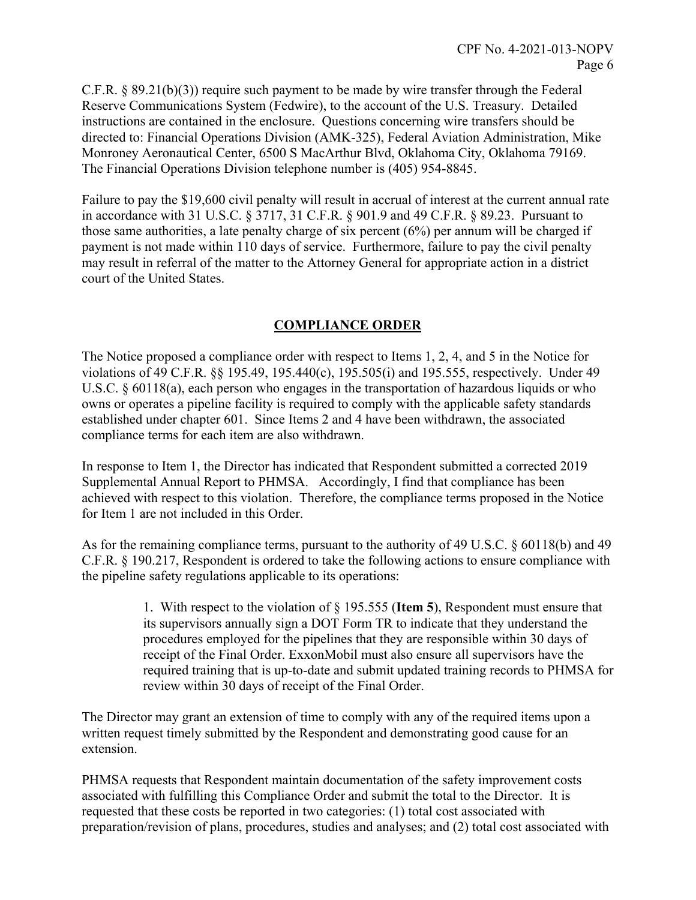C.F.R. § 89.21(b)(3)) require such payment to be made by wire transfer through the Federal Reserve Communications System (Fedwire), to the account of the U.S. Treasury. Detailed instructions are contained in the enclosure. Questions concerning wire transfers should be directed to: Financial Operations Division (AMK-325), Federal Aviation Administration, Mike Monroney Aeronautical Center, 6500 S MacArthur Blvd, Oklahoma City, Oklahoma 79169. The Financial Operations Division telephone number is (405) 954-8845.

Failure to pay the $19,600 civil penalty will result in accrual of interest at the current annual rate in accordance with 31 U.S.C. § 3717, 31 C.F.R. § 901.9 and 49 C.F.R. § 89.23. Pursuant to those same authorities, a late penalty charge of six percent (6%) per annum will be charged if payment is not made within 110 days of service. Furthermore, failure to pay the civil penalty may result in referral of the matter to the Attorney General for appropriate action in a district court of the United States.

## COMPLIANCE ORDER

The Notice proposed a compliance order with respect to Items 1, 2, 4, and 5 in the Notice for violations of 49 C.F.R. §§ 195.49, 195.440(c), 195.505(i) and 195.555, respectively. Under 49 U.S.C. § 60118(a), each person who engages in the transportation of hazardous liquids or who owns or operates a pipeline facility is required to comply with the applicable safety standards established under chapter 601. Since Items 2 and 4 have been withdrawn, the associated compliance terms for each item are also withdrawn.

In response to Item 1, the Director has indicated that Respondent submitted a corrected 2019 Supplemental Annual Report to PHMSA. Accordingly, I find that compliance has been achieved with respect to this violation. Therefore, the compliance terms proposed in the Notice for Item 1 are not included in this Order.

As for the remaining compliance terms, pursuant to the authority of 49 U.S.C. § 60118(b) and 49 C.F.R. § 190.217, Respondent is ordered to take the following actions to ensure compliance with the pipeline safety regulations applicable to its operations:

> 1. With respect to the violation of § 195.555 (**Item 5**), Respondent must ensure that its supervisors annually sign a DOT Form TR to indicate that they understand the procedures employed for the pipelines that they are responsible within 30 days of receipt of the Final Order. ExxonMobil must also ensure all supervisors have the required training that is up-to-date and submit updated training records to PHMSA for review within 30 days of receipt of the Final Order.

The Director may grant an extension of time to comply with any of the required items upon a written request timely submitted by the Respondent and demonstrating good cause for an extension.

PHMSA requests that Respondent maintain documentation of the safety improvement costs associated with fulfilling this Compliance Order and submit the total to the Director. It is requested that these costs be reported in two categories: (1) total cost associated with preparation/revision of plans, procedures, studies and analyses; and (2) total cost associated with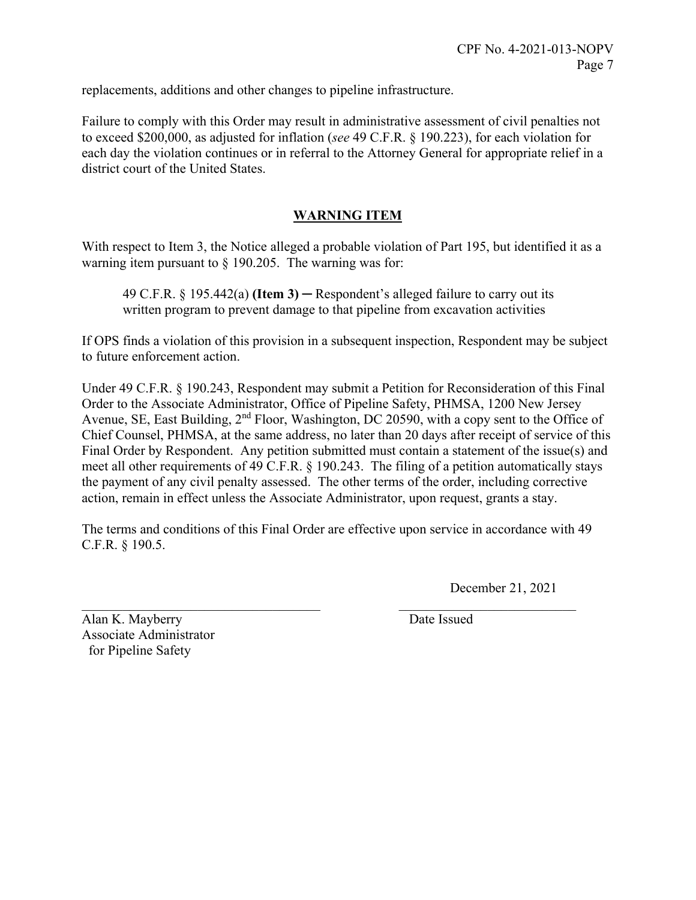replacements, additions and other changes to pipeline infrastructure.

Failure to comply with this Order may result in administrative assessment of civil penalties not to exceed $200,000, as adjusted for inflation (*see* 49 C.F.R. § 190.223), for each violation for each day the violation continues or in referral to the Attorney General for appropriate relief in a district court of the United States.

## WARNING ITEM

With respect to Item 3, the Notice alleged a probable violation of Part 195, but identified it as a warning item pursuant to § 190.205. The warning was for:

> 49 C.F.R. § 195.442(a) **(Item 3)** ─ Respondent's alleged failure to carry out its written program to prevent damage to that pipeline from excavation activities

If OPS finds a violation of this provision in a subsequent inspection, Respondent may be subject to future enforcement action.

Under 49 C.F.R. § 190.243, Respondent may submit a Petition for Reconsideration of this Final Order to the Associate Administrator, Office of Pipeline Safety, PHMSA, 1200 New Jersey Avenue, SE, East Building, 2nd Floor, Washington, DC 20590, with a copy sent to the Office of Chief Counsel, PHMSA, at the same address, no later than 20 days after receipt of service of this Final Order by Respondent. Any petition submitted must contain a statement of the issue(s) and meet all other requirements of 49 C.F.R. § 190.243. The filing of a petition automatically stays the payment of any civil penalty assessed. The other terms of the order, including corrective action, remain in effect unless the Associate Administrator, upon request, grants a stay.

The terms and conditions of this Final Order are effective upon service in accordance with 49 C.F.R. § 190.5.

| | |
|---|---|
| _______________________________ | December 21, 2021 |
| Alan K. Mayberry<br>Associate Administrator<br>for Pipeline Safety | Date Issued |